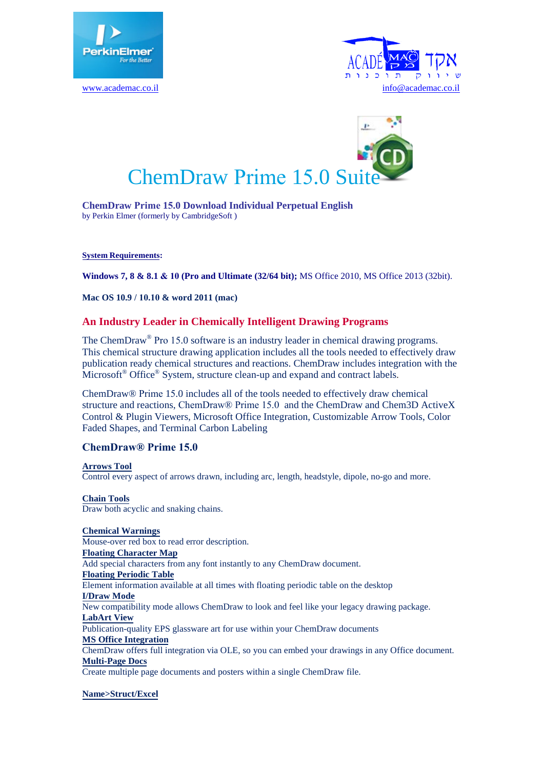www.academac.co.il

info@academac.co.il

# ChemDraw Prime 15.0 Suite

**ChemDraw Prime 15.0 Download Individual Perpetual English**
by Perkin Elmer (formerly by CambridgeSoft )

**System Requirements**:

**Windows 7, 8 & 8.1 & 10 (Pro and Ultimate (32/64 bit);** MS Office 2010, MS Office 2013 (32bit).

**Mac OS 10.9 / 10.10 & word 2011 (mac)**

## An Industry Leader in Chemically Intelligent Drawing Programs

The ChemDraw® Pro 15.0 software is an industry leader in chemical drawing programs. This chemical structure drawing application includes all the tools needed to effectively draw publication ready chemical structures and reactions. ChemDraw includes integration with the Microsoft® Office® System, structure clean-up and expand and contract labels.

ChemDraw® Prime 15.0 includes all of the tools needed to effectively draw chemical structure and reactions, ChemDraw® Prime 15.0 and the ChemDraw and Chem3D ActiveX Control & Plugin Viewers, Microsoft Office Integration, Customizable Arrow Tools, Color Faded Shapes, and Terminal Carbon Labeling

## ChemDraw® Prime 15.0

**Arrows Tool**
Control every aspect of arrows drawn, including arc, length, headstyle, dipole, no-go and more.

**Chain Tools**
Draw both acyclic and snaking chains.

**Chemical Warnings**
Mouse-over red box to read error description.

**Floating Character Map**
Add special characters from any font instantly to any ChemDraw document.

**Floating Periodic Table**
Element information available at all times with floating periodic table on the desktop

**I/Draw Mode**
New compatibility mode allows ChemDraw to look and feel like your legacy drawing package.

**LabArt View**
Publication-quality EPS glassware art for use within your ChemDraw documents

**MS Office Integration**
ChemDraw offers full integration via OLE, so you can embed your drawings in any Office document.

**Multi-Page Docs**
Create multiple page documents and posters within a single ChemDraw file.

**Name>Struct/Excel**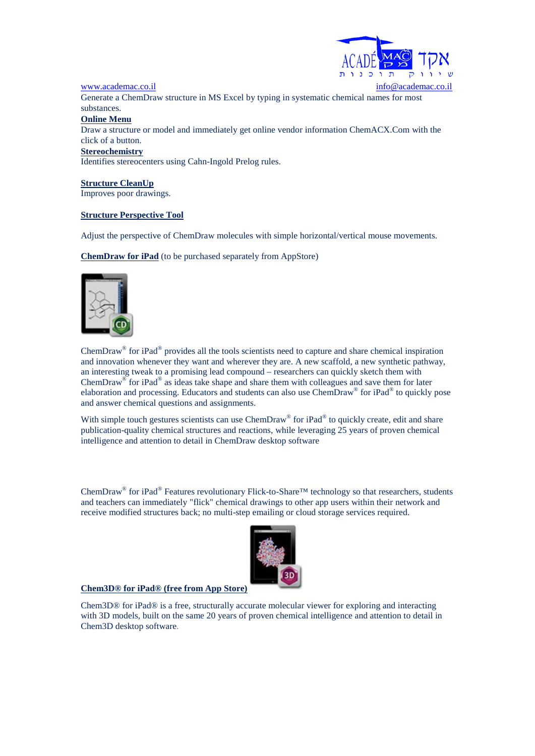www.academac.co.il info@academac.co.il

Generate a ChemDraw structure in MS Excel by typing in systematic chemical names for most substances.

**Online Menu**

Draw a structure or model and immediately get online vendor information ChemACX.Com with the click of a button.

**Stereochemistry**

Identifies stereocenters using Cahn-Ingold Prelog rules.

**Structure CleanUp**

Improves poor drawings.

**Structure Perspective Tool**

Adjust the perspective of ChemDraw molecules with simple horizontal/vertical mouse movements.

**ChemDraw for iPad** (to be purchased separately from AppStore)

ChemDraw® for iPad® provides all the tools scientists need to capture and share chemical inspiration and innovation whenever they want and wherever they are. A new scaffold, a new synthetic pathway, an interesting tweak to a promising lead compound – researchers can quickly sketch them with ChemDraw® for iPad® as ideas take shape and share them with colleagues and save them for later elaboration and processing. Educators and students can also use ChemDraw® for iPad® to quickly pose and answer chemical questions and assignments.

With simple touch gestures scientists can use ChemDraw® for iPad® to quickly create, edit and share publication-quality chemical structures and reactions, while leveraging 25 years of proven chemical intelligence and attention to detail in ChemDraw desktop software

ChemDraw® for iPad® Features revolutionary Flick-to-Share™ technology so that researchers, students and teachers can immediately "flick" chemical drawings to other app users within their network and receive modified structures back; no multi-step emailing or cloud storage services required.

**Chem3D® for iPad® (free from App Store)**

Chem3D® for iPad® is a free, structurally accurate molecular viewer for exploring and interacting with 3D models, built on the same 20 years of proven chemical intelligence and attention to detail in Chem3D desktop software.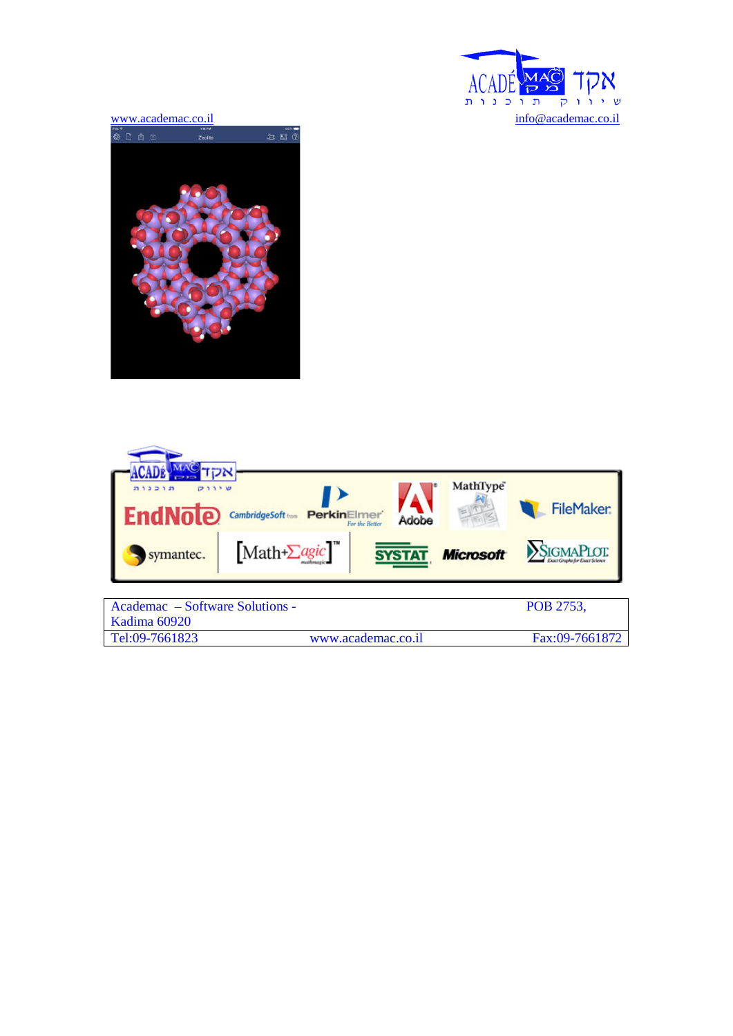www.academac.co.il

info@academac.co.il

| | | |
|---|---|---|
| Academac – Software Solutions - Kadima 60920 | | POB 2753, |
| Tel:09-7661823 | www.academac.co.il | Fax:09-7661872 |